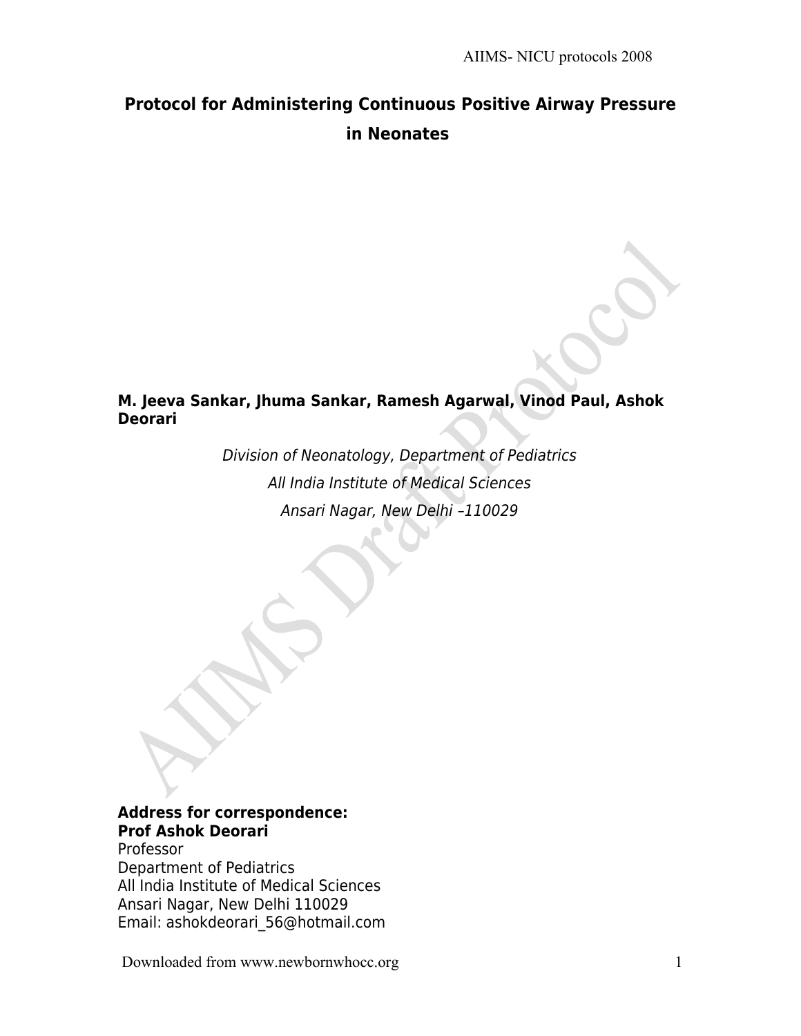# Protocol for Administering Continuous Positive Airway Pressure in Neonates

**M. Jeeva Sankar, Jhuma Sankar, Ramesh Agarwal, Vinod Paul, Ashok Deorari**

*Division of Neonatology, Department of Pediatrics*

*All India Institute of Medical Sciences*

*Ansari Nagar, New Delhi –110029*

**Address for correspondence:**
**Prof Ashok Deorari**
Professor
Department of Pediatrics
All India Institute of Medical Sciences
Ansari Nagar, New Delhi 110029
Email: ashokdeorari_56@hotmail.com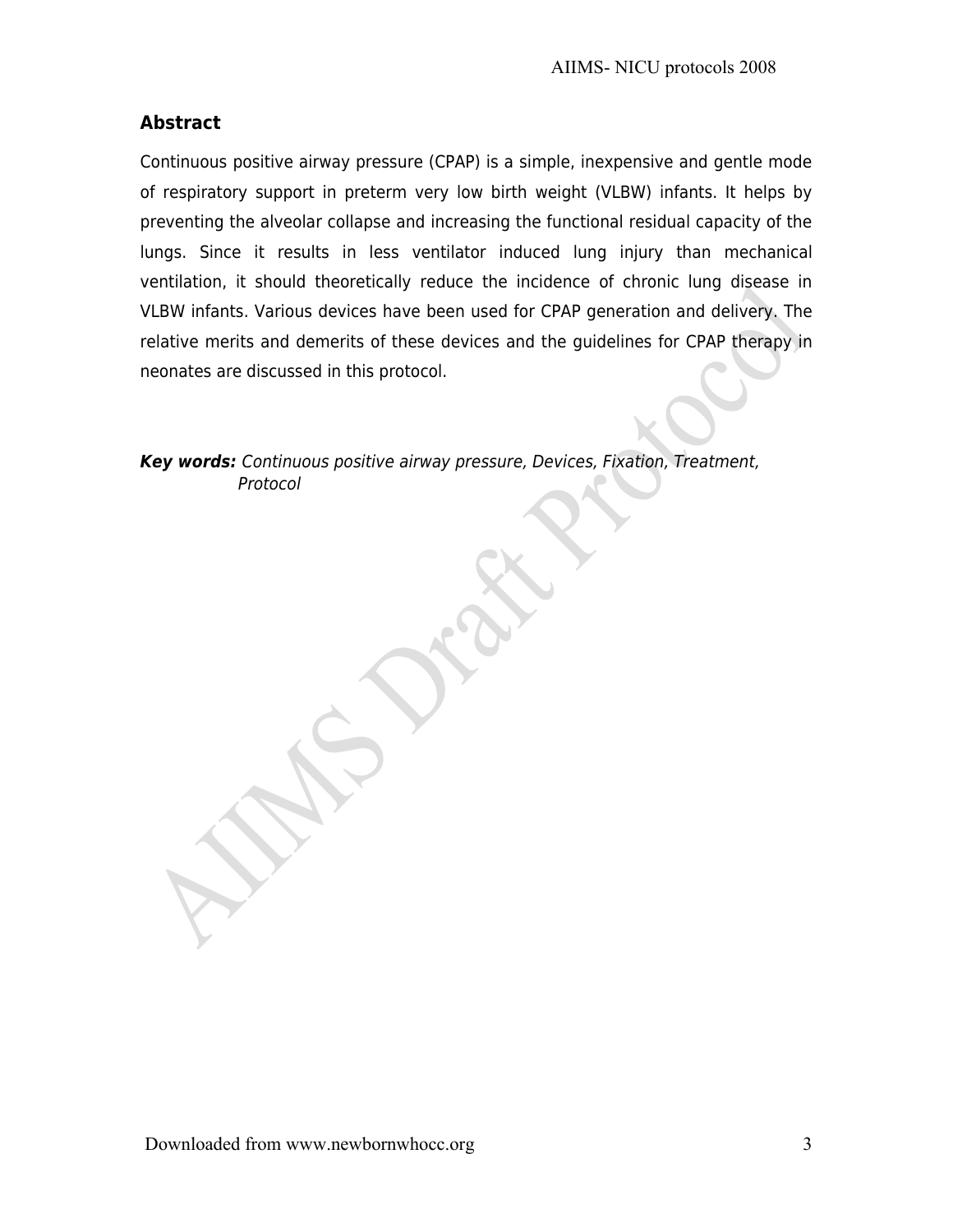## Abstract

Continuous positive airway pressure (CPAP) is a simple, inexpensive and gentle mode of respiratory support in preterm very low birth weight (VLBW) infants. It helps by preventing the alveolar collapse and increasing the functional residual capacity of the lungs. Since it results in less ventilator induced lung injury than mechanical ventilation, it should theoretically reduce the incidence of chronic lung disease in VLBW infants. Various devices have been used for CPAP generation and delivery. The relative merits and demerits of these devices and the guidelines for CPAP therapy in neonates are discussed in this protocol.

***Key words:*** *Continuous positive airway pressure, Devices, Fixation, Treatment, Protocol*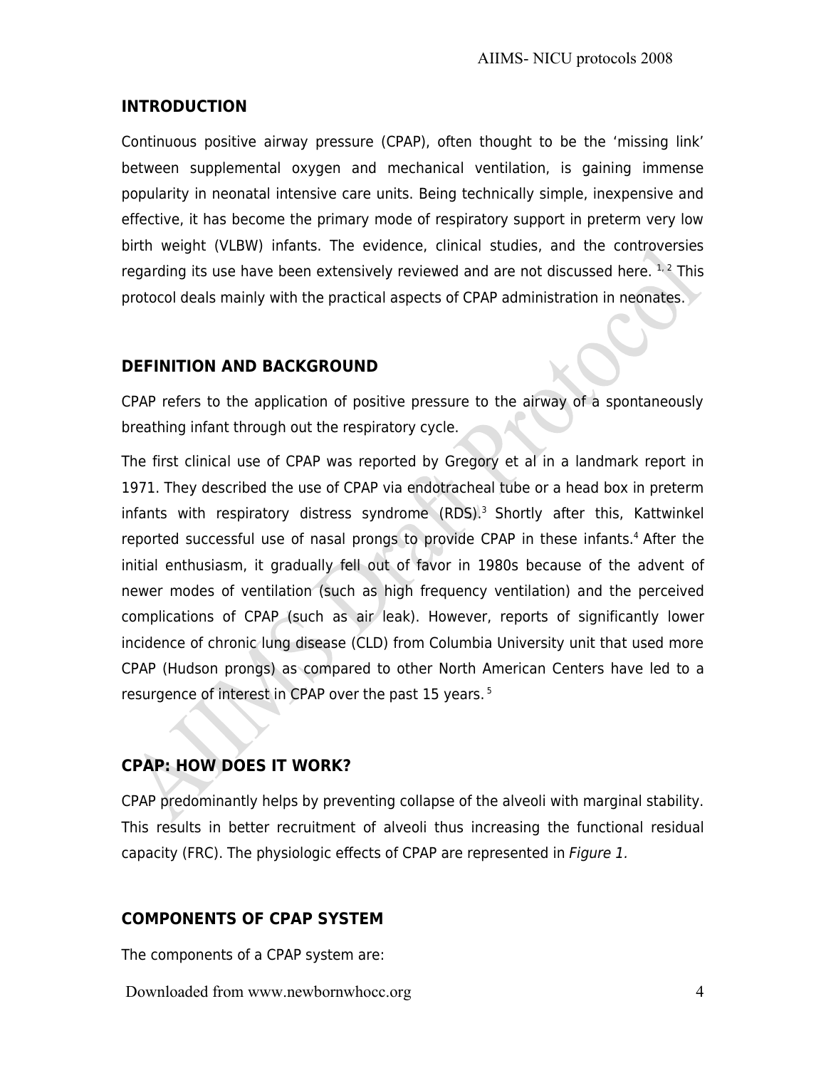## INTRODUCTION

Continuous positive airway pressure (CPAP), often thought to be the 'missing link' between supplemental oxygen and mechanical ventilation, is gaining immense popularity in neonatal intensive care units. Being technically simple, inexpensive and effective, it has become the primary mode of respiratory support in preterm very low birth weight (VLBW) infants. The evidence, clinical studies, and the controversies regarding its use have been extensively reviewed and are not discussed here. [1, 2] This protocol deals mainly with the practical aspects of CPAP administration in neonates.

## DEFINITION AND BACKGROUND

CPAP refers to the application of positive pressure to the airway of a spontaneously breathing infant through out the respiratory cycle.

The first clinical use of CPAP was reported by Gregory et al in a landmark report in 1971. They described the use of CPAP via endotracheal tube or a head box in preterm infants with respiratory distress syndrome (RDS).[3] Shortly after this, Kattwinkel reported successful use of nasal prongs to provide CPAP in these infants.[4] After the initial enthusiasm, it gradually fell out of favor in 1980s because of the advent of newer modes of ventilation (such as high frequency ventilation) and the perceived complications of CPAP (such as air leak). However, reports of significantly lower incidence of chronic lung disease (CLD) from Columbia University unit that used more CPAP (Hudson prongs) as compared to other North American Centers have led to a resurgence of interest in CPAP over the past 15 years. [5]

## CPAP: HOW DOES IT WORK?

CPAP predominantly helps by preventing collapse of the alveoli with marginal stability. This results in better recruitment of alveoli thus increasing the functional residual capacity (FRC). The physiologic effects of CPAP are represented in *Figure 1.*

## COMPONENTS OF CPAP SYSTEM

The components of a CPAP system are: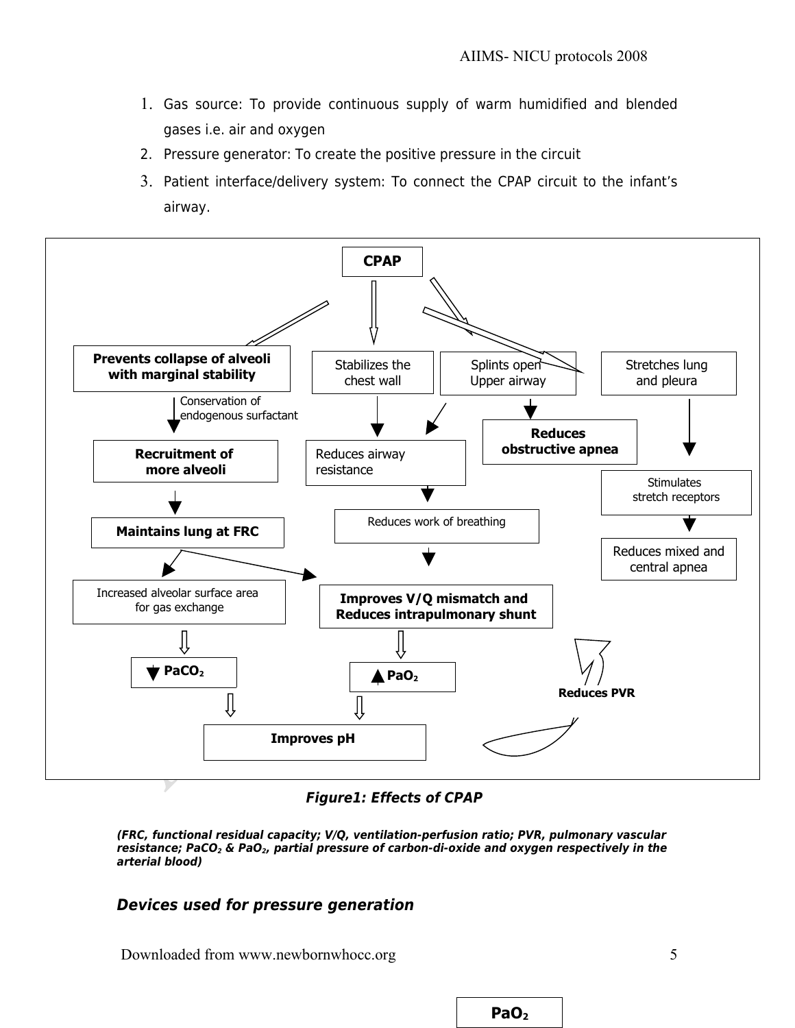1. Gas source: To provide continuous supply of warm humidified and blended gases i.e. air and oxygen
2. Pressure generator: To create the positive pressure in the circuit
3. Patient interface/delivery system: To connect the CPAP circuit to the infant's airway.

**CPAP**

- **Prevents collapse of alveoli with marginal stability**
  - Conservation of endogenous surfactant → **Recruitment of more alveoli** → **Maintains lung at FRC**
    - → Increased alveolar surface area for gas exchange → ▼ $PaCO_2$ → **Improves pH**
    - → **Improves V/Q mismatch and Reduces intrapulmonary shunt** → ▲ $PaO_2$ → **Improves pH**
- Stabilizes the chest wall → Reduces airway resistance → Reduces work of breathing
- Splints open Upper airway → Reduces airway resistance; **Reduces obstructive apnea**
- Stretches lung and pleura → Stimulates stretch receptors → Reduces mixed and central apnea
- **Reduces PVR**

*Figure1: Effects of CPAP*

*(FRC, functional residual capacity; V/Q, ventilation-perfusion ratio; PVR, pulmonary vascular resistance; $PaCO_2$ & $PaO_2$, partial pressure of carbon-di-oxide and oxygen respectively in the arterial blood)*

### *Devices used for pressure generation*

**$PaO_2$**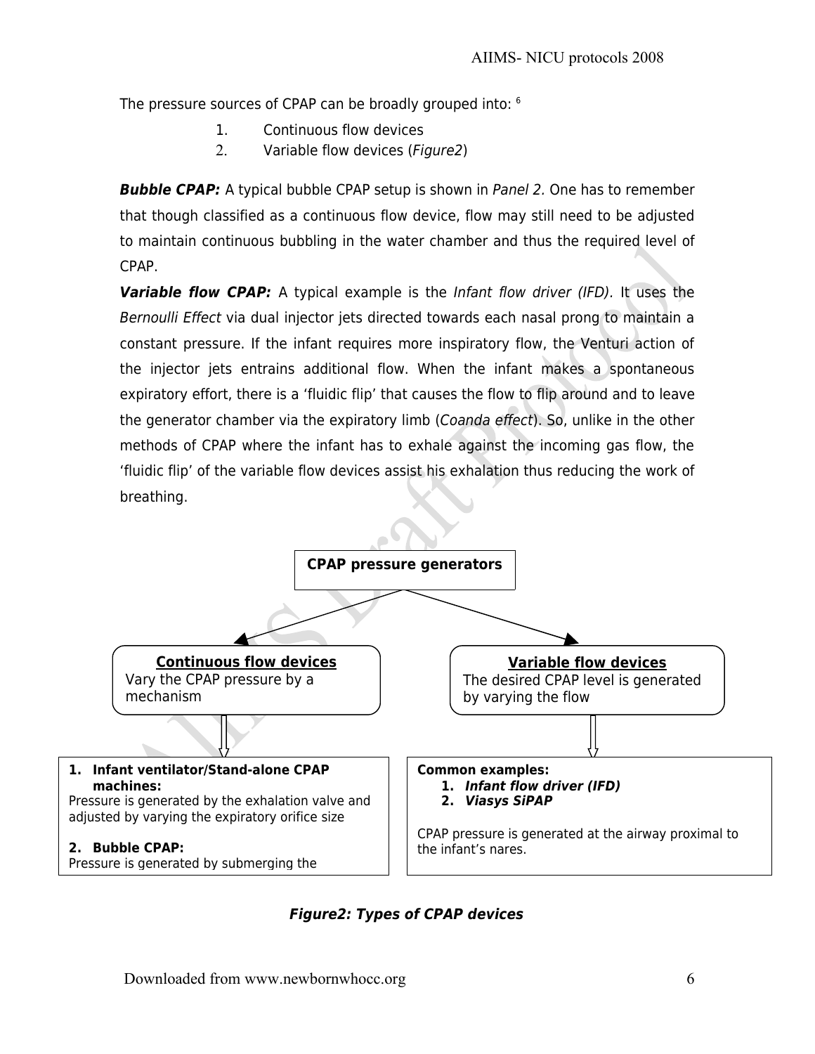The pressure sources of CPAP can be broadly grouped into: [6]

1. Continuous flow devices
2. Variable flow devices (*Figure2*)

***Bubble CPAP:*** A typical bubble CPAP setup is shown in *Panel 2.* One has to remember that though classified as a continuous flow device, flow may still need to be adjusted to maintain continuous bubbling in the water chamber and thus the required level of CPAP.

***Variable flow CPAP:*** A typical example is the *Infant flow driver (IFD).* It uses the *Bernoulli Effect* via dual injector jets directed towards each nasal prong to maintain a constant pressure. If the infant requires more inspiratory flow, the Venturi action of the injector jets entrains additional flow. When the infant makes a spontaneous expiratory effort, there is a 'fluidic flip' that causes the flow to flip around and to leave the generator chamber via the expiratory limb (*Coanda effect*). So, unlike in the other methods of CPAP where the infant has to exhale against the incoming gas flow, the 'fluidic flip' of the variable flow devices assist his exhalation thus reducing the work of breathing.

**CPAP pressure generators**

**Continuous flow devices**
Vary the CPAP pressure by a mechanism

1. **Infant ventilator/Stand-alone CPAP machines:**
Pressure is generated by the exhalation valve and adjusted by varying the expiratory orifice size

2. **Bubble CPAP:**
Pressure is generated by submerging the

**Variable flow devices**
The desired CPAP level is generated by varying the flow

**Common examples:**
1. ***Infant flow driver (IFD)***
2. ***Viasys SiPAP***

CPAP pressure is generated at the airway proximal to the infant's nares.

***Figure2: Types of CPAP devices***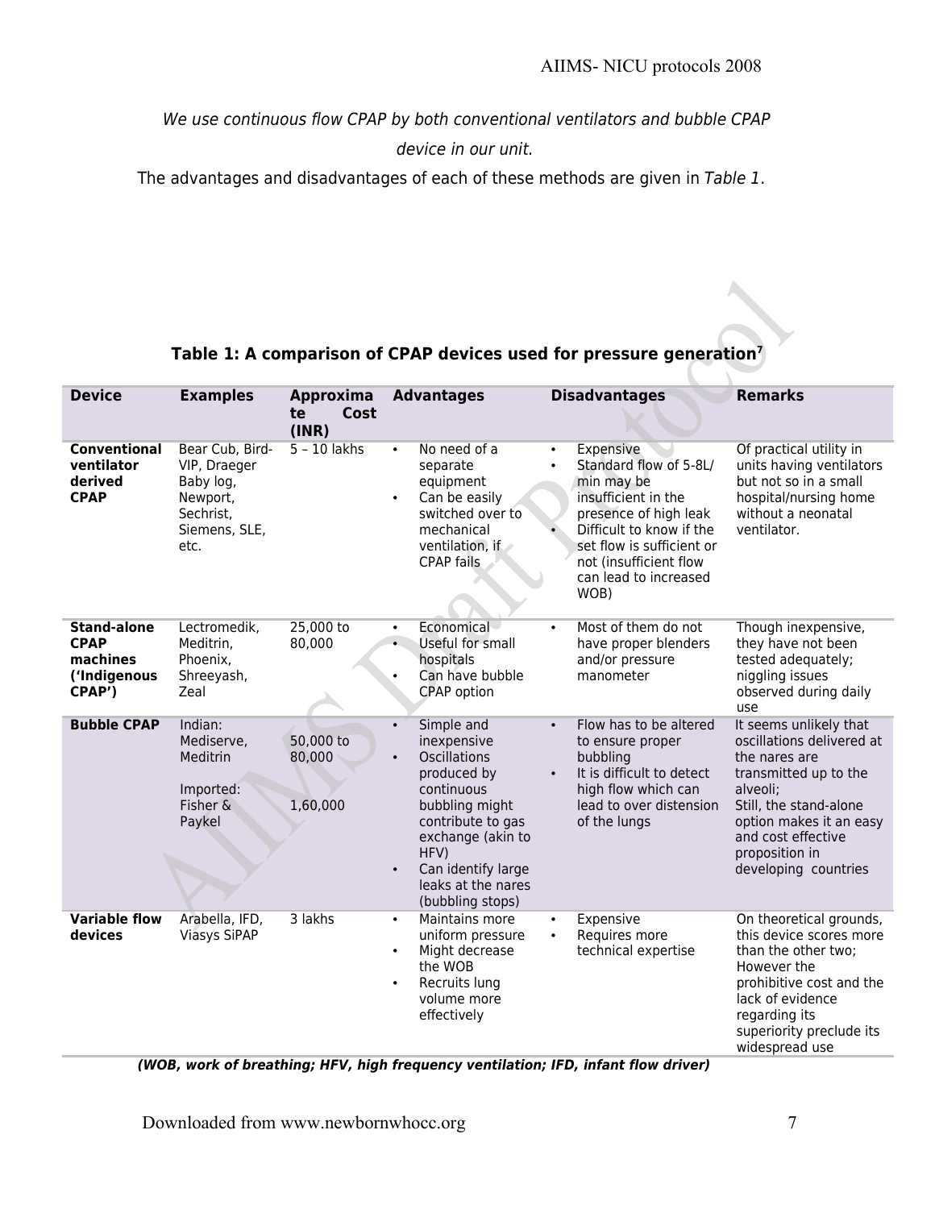*We use continuous flow CPAP by both conventional ventilators and bubble CPAP device in our unit.*

The advantages and disadvantages of each of these methods are given in *Table 1*.

**Table 1: A comparison of CPAP devices used for pressure generation[7]**

| Device | Examples | Approximate Cost (INR) | Advantages | Disadvantages | Remarks |
|---|---|---|---|---|---|
| **Conventional ventilator derived CPAP** | Bear Cub, Bird-VIP, Draeger Baby log, Newport, Sechrist, Siemens, SLE, etc. | 5 – 10 lakhs | • No need of a separate equipment<br>• Can be easily switched over to mechanical ventilation, if CPAP fails | • Expensive<br>• Standard flow of 5-8L/ min may be insufficient in the presence of high leak<br>• Difficult to know if the set flow is sufficient or not (insufficient flow can lead to increased WOB) | Of practical utility in units having ventilators but not so in a small hospital/nursing home without a neonatal ventilator. |
| **Stand-alone CPAP machines ('Indigenous CPAP')** | Lectromedik, Meditrin, Phoenix, Shreeyash, Zeal | 25,000 to 80,000 | • Economical<br>• Useful for small hospitals<br>• Can have bubble CPAP option | • Most of them do not have proper blenders and/or pressure manometer | Though inexpensive, they have not been tested adequately; niggling issues observed during daily use |
| **Bubble CPAP** | Indian: Mediserve, Meditrin<br><br>Imported: Fisher & Paykel | 50,000 to 80,000<br><br>1,60,000 | • Simple and inexpensive<br>• Oscillations produced by continuous bubbling might contribute to gas exchange (akin to HFV)<br>• Can identify large leaks at the nares (bubbling stops) | • Flow has to be altered to ensure proper bubbling<br>• It is difficult to detect high flow which can lead to over distension of the lungs | It seems unlikely that oscillations delivered at the nares are transmitted up to the alveoli;<br>Still, the stand-alone option makes it an easy and cost effective proposition in developing countries |
| **Variable flow devices** | Arabella, IFD, Viasys SiPAP | 3 lakhs | • Maintains more uniform pressure<br>• Might decrease the WOB<br>• Recruits lung volume more effectively | • Expensive<br>• Requires more technical expertise | On theoretical grounds, this device scores more than the other two; However the prohibitive cost and the lack of evidence regarding its superiority preclude its widespread use |

***(WOB, work of breathing; HFV, high frequency ventilation; IFD, infant flow driver)***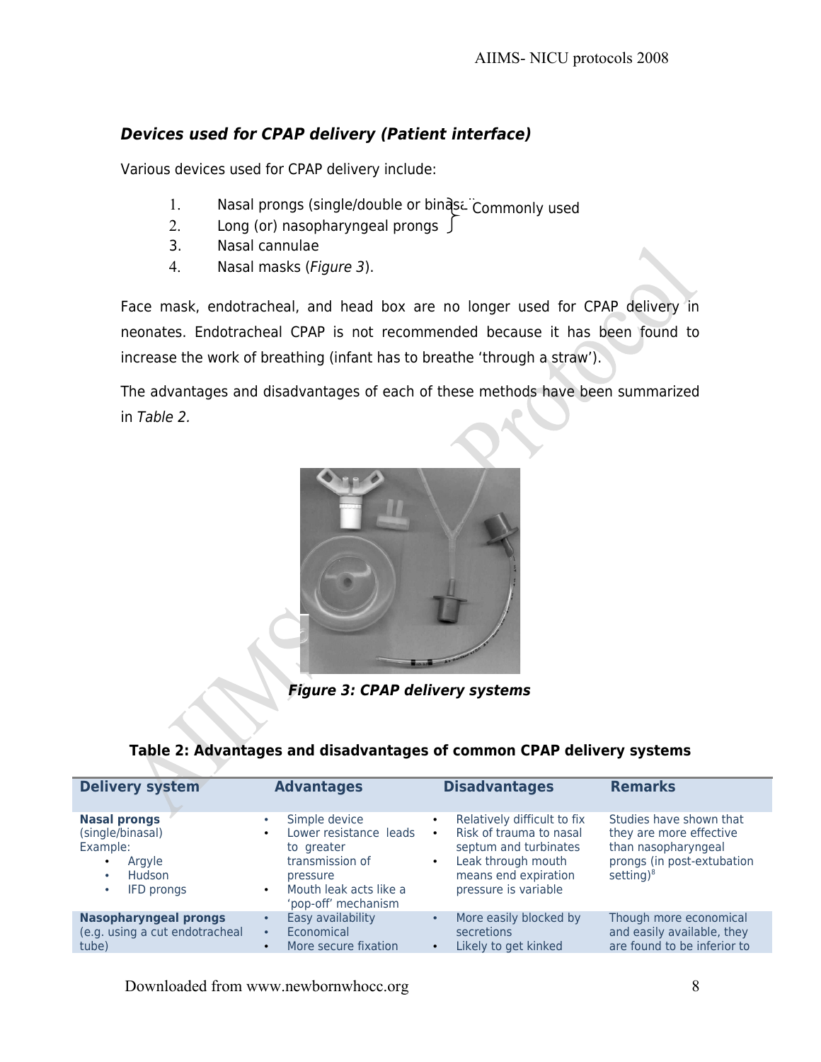### *Devices used for CPAP delivery (Patient interface)*

Various devices used for CPAP delivery include:

1. Nasal prongs (single/double or binasal) } Commonly used
2. Long (or) nasopharyngeal prongs }
3. Nasal cannulae
4. Nasal masks (*Figure 3*).

Face mask, endotracheal, and head box are no longer used for CPAP delivery in neonates. Endotracheal CPAP is not recommended because it has been found to increase the work of breathing (infant has to breathe 'through a straw').

The advantages and disadvantages of each of these methods have been summarized in *Table 2.*

***Figure 3: CPAP delivery systems***

**Table 2: Advantages and disadvantages of common CPAP delivery systems**

| Delivery system | Advantages | Disadvantages | Remarks |
|---|---|---|---|
| **Nasal prongs** (single/binasal) Example: • Argyle • Hudson • IFD prongs | • Simple device • Lower resistance leads to greater transmission of pressure • Mouth leak acts like a 'pop-off' mechanism | • Relatively difficult to fix • Risk of trauma to nasal septum and turbinates • Leak through mouth means end expiration pressure is variable | Studies have shown that they are more effective than nasopharyngeal prongs (in post-extubation setting)[8] |
| **Nasopharyngeal prongs** (e.g. using a cut endotracheal tube) | • Easy availability • Economical • More secure fixation | • More easily blocked by secretions • Likely to get kinked | Though more economical and easily available, they are found to be inferior to |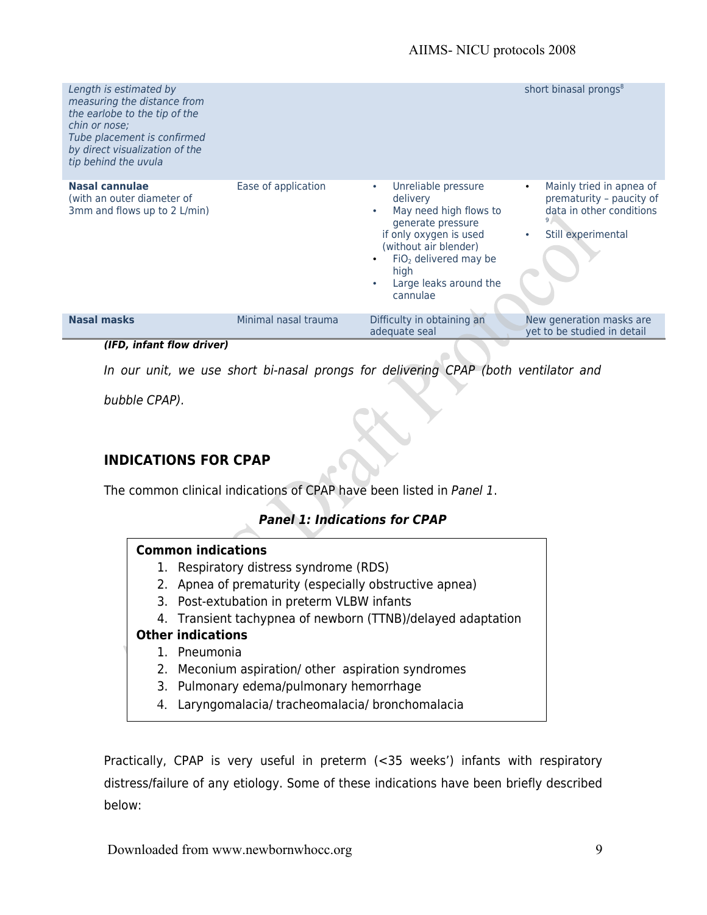| | | | |
|---|---|---|---|
| *Length is estimated by measuring the distance from the earlobe to the tip of the chin or nose; Tube placement is confirmed by direct visualization of the tip behind the uvula* | | | short binasal prongs[8] |
| **Nasal cannulae** (with an outer diameter of 3mm and flows up to 2 L/min) | Ease of application | • Unreliable pressure delivery<br>• May need high flows to generate pressure if only oxygen is used (without air blender)<br>• $FiO_2$ delivered may be high<br>• Large leaks around the cannulae | • Mainly tried in apnea of prematurity – paucity of data in other conditions [9]<br>• Still experimental |
| **Nasal masks** | Minimal nasal trauma | Difficulty in obtaining an adequate seal | New generation masks are yet to be studied in detail |

***(IFD, infant flow driver)***

*In our unit, we use short bi-nasal prongs for delivering CPAP (both ventilator and bubble CPAP).*

## INDICATIONS FOR CPAP

The common clinical indications of CPAP have been listed in *Panel 1*.

***Panel 1: Indications for CPAP***

**Common indications**

1. Respiratory distress syndrome (RDS)
2. Apnea of prematurity (especially obstructive apnea)
3. Post-extubation in preterm VLBW infants
4. Transient tachypnea of newborn (TTNB)/delayed adaptation

**Other indications**

1. Pneumonia
2. Meconium aspiration/ other aspiration syndromes
3. Pulmonary edema/pulmonary hemorrhage
4. Laryngomalacia/ tracheomalacia/ bronchomalacia

Practically, CPAP is very useful in preterm (<35 weeks') infants with respiratory distress/failure of any etiology. Some of these indications have been briefly described below: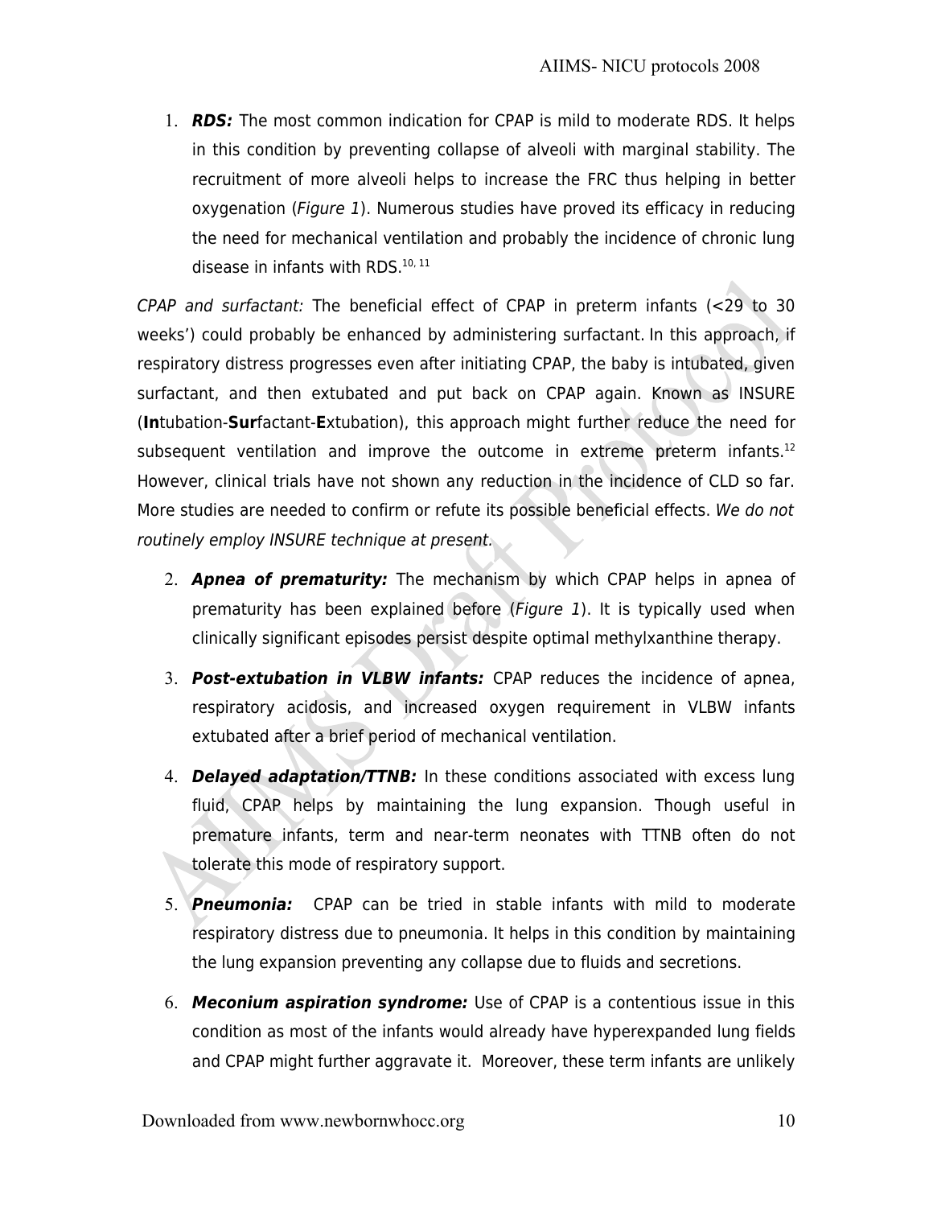1. ***RDS:*** The most common indication for CPAP is mild to moderate RDS. It helps in this condition by preventing collapse of alveoli with marginal stability. The recruitment of more alveoli helps to increase the FRC thus helping in better oxygenation (*Figure 1*). Numerous studies have proved its efficacy in reducing the need for mechanical ventilation and probably the incidence of chronic lung disease in infants with RDS.[10, 11]

*CPAP and surfactant:* The beneficial effect of CPAP in preterm infants (<29 to 30 weeks') could probably be enhanced by administering surfactant. In this approach, if respiratory distress progresses even after initiating CPAP, the baby is intubated, given surfactant, and then extubated and put back on CPAP again. Known as INSURE (**In**tubation-**Sur**factant-**E**xtubation), this approach might further reduce the need for subsequent ventilation and improve the outcome in extreme preterm infants.[12] However, clinical trials have not shown any reduction in the incidence of CLD so far. More studies are needed to confirm or refute its possible beneficial effects. *We do not routinely employ INSURE technique at present.*

2. ***Apnea of prematurity:*** The mechanism by which CPAP helps in apnea of prematurity has been explained before (*Figure 1*). It is typically used when clinically significant episodes persist despite optimal methylxanthine therapy.

3. ***Post-extubation in VLBW infants:*** CPAP reduces the incidence of apnea, respiratory acidosis, and increased oxygen requirement in VLBW infants extubated after a brief period of mechanical ventilation.

4. ***Delayed adaptation/TTNB:*** In these conditions associated with excess lung fluid, CPAP helps by maintaining the lung expansion. Though useful in premature infants, term and near-term neonates with TTNB often do not tolerate this mode of respiratory support.

5. ***Pneumonia:*** CPAP can be tried in stable infants with mild to moderate respiratory distress due to pneumonia. It helps in this condition by maintaining the lung expansion preventing any collapse due to fluids and secretions.

6. ***Meconium aspiration syndrome:*** Use of CPAP is a contentious issue in this condition as most of the infants would already have hyperexpanded lung fields and CPAP might further aggravate it. Moreover, these term infants are unlikely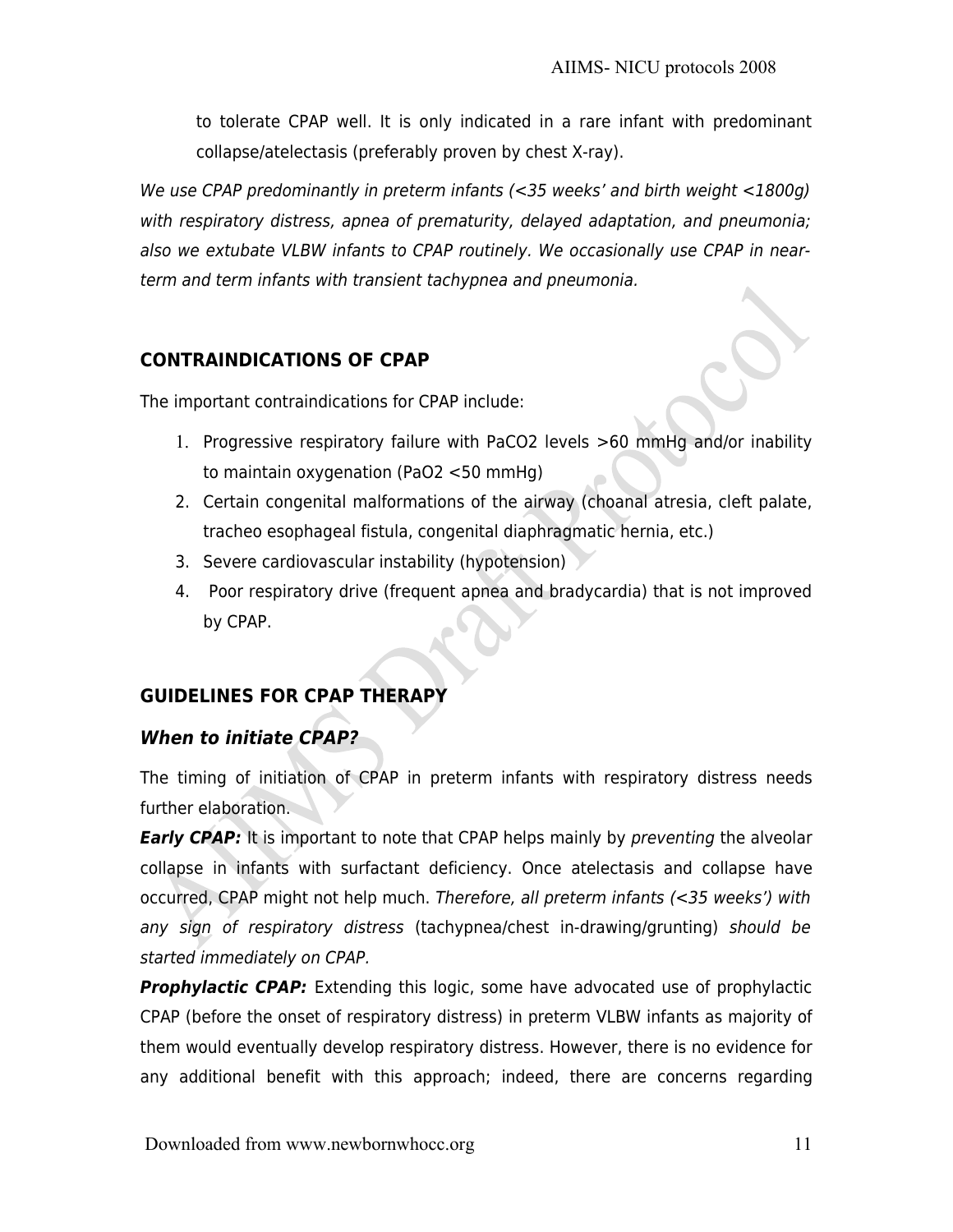to tolerate CPAP well. It is only indicated in a rare infant with predominant collapse/atelectasis (preferably proven by chest X-ray).

*We use CPAP predominantly in preterm infants (<35 weeks' and birth weight <1800g) with respiratory distress, apnea of prematurity, delayed adaptation, and pneumonia; also we extubate VLBW infants to CPAP routinely. We occasionally use CPAP in near-term and term infants with transient tachypnea and pneumonia.*

## CONTRAINDICATIONS OF CPAP

The important contraindications for CPAP include:

1. Progressive respiratory failure with $PaCO_2$ levels >60 mmHg and/or inability to maintain oxygenation ($PaO_2$ <50 mmHg)
2. Certain congenital malformations of the airway (choanal atresia, cleft palate, tracheo esophageal fistula, congenital diaphragmatic hernia, etc.)
3. Severe cardiovascular instability (hypotension)
4. Poor respiratory drive (frequent apnea and bradycardia) that is not improved by CPAP.

## GUIDELINES FOR CPAP THERAPY

### *When to initiate CPAP?*

The timing of initiation of CPAP in preterm infants with respiratory distress needs further elaboration.

***Early CPAP:*** It is important to note that CPAP helps mainly by *preventing* the alveolar collapse in infants with surfactant deficiency. Once atelectasis and collapse have occurred, CPAP might not help much. *Therefore, all preterm infants (<35 weeks') with any sign of respiratory distress* (tachypnea/chest in-drawing/grunting) *should be started immediately on CPAP.*

***Prophylactic CPAP:*** Extending this logic, some have advocated use of prophylactic CPAP (before the onset of respiratory distress) in preterm VLBW infants as majority of them would eventually develop respiratory distress. However, there is no evidence for any additional benefit with this approach; indeed, there are concerns regarding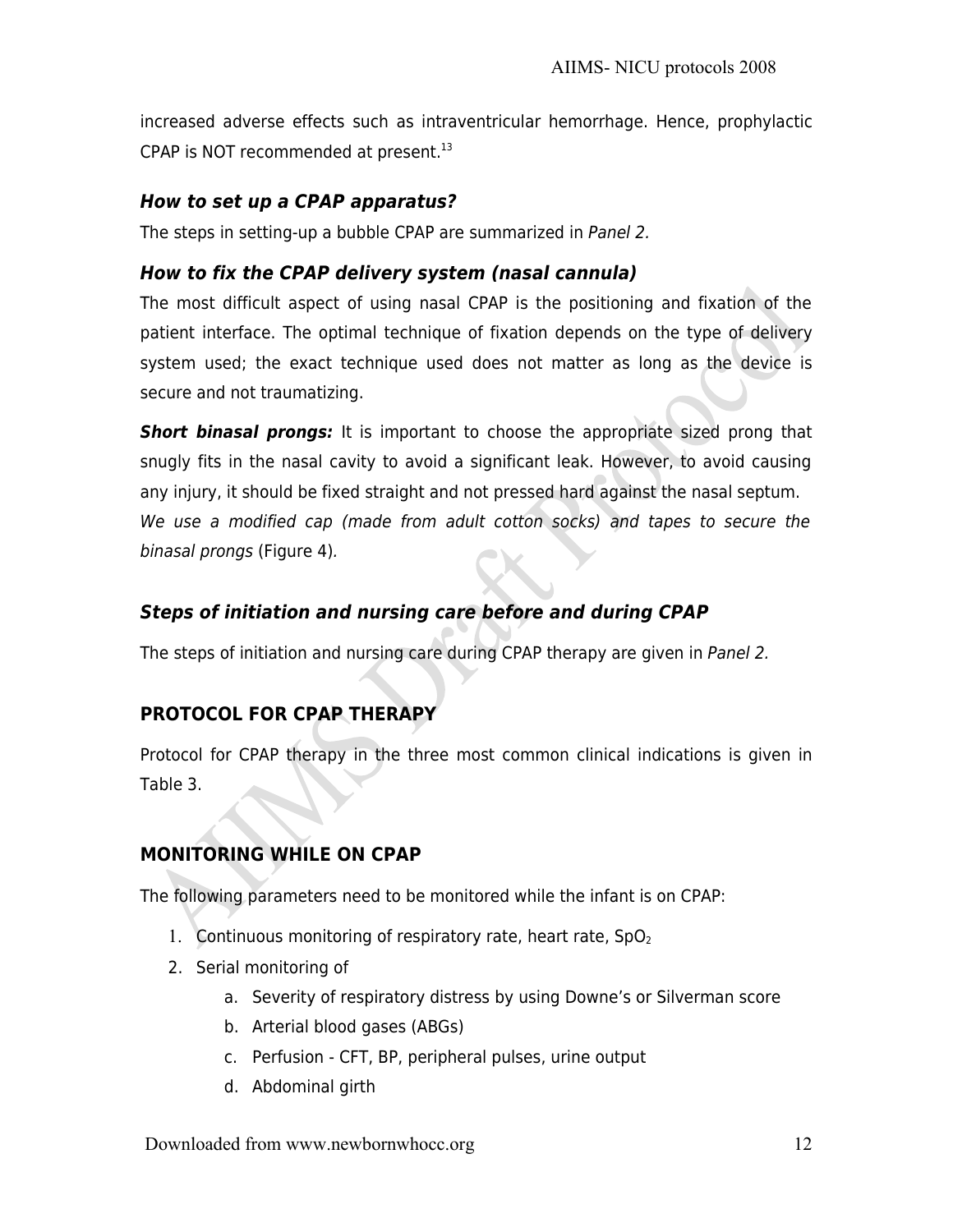increased adverse effects such as intraventricular hemorrhage. Hence, prophylactic CPAP is NOT recommended at present.[13]

### *How to set up a CPAP apparatus?*

The steps in setting-up a bubble CPAP are summarized in *Panel 2.*

### *How to fix the CPAP delivery system (nasal cannula)*

The most difficult aspect of using nasal CPAP is the positioning and fixation of the patient interface. The optimal technique of fixation depends on the type of delivery system used; the exact technique used does not matter as long as the device is secure and not traumatizing.

***Short binasal prongs:*** It is important to choose the appropriate sized prong that snugly fits in the nasal cavity to avoid a significant leak. However, to avoid causing any injury, it should be fixed straight and not pressed hard against the nasal septum. *We use a modified cap (made from adult cotton socks) and tapes to secure the binasal prongs* (Figure 4).

### *Steps of initiation and nursing care before and during CPAP*

The steps of initiation and nursing care during CPAP therapy are given in *Panel 2.*

## PROTOCOL FOR CPAP THERAPY

Protocol for CPAP therapy in the three most common clinical indications is given in Table 3.

## MONITORING WHILE ON CPAP

The following parameters need to be monitored while the infant is on CPAP:

1. Continuous monitoring of respiratory rate, heart rate, $SpO_2$
2. Serial monitoring of
   a. Severity of respiratory distress by using Downe's or Silverman score
   b. Arterial blood gases (ABGs)
   c. Perfusion - CFT, BP, peripheral pulses, urine output
   d. Abdominal girth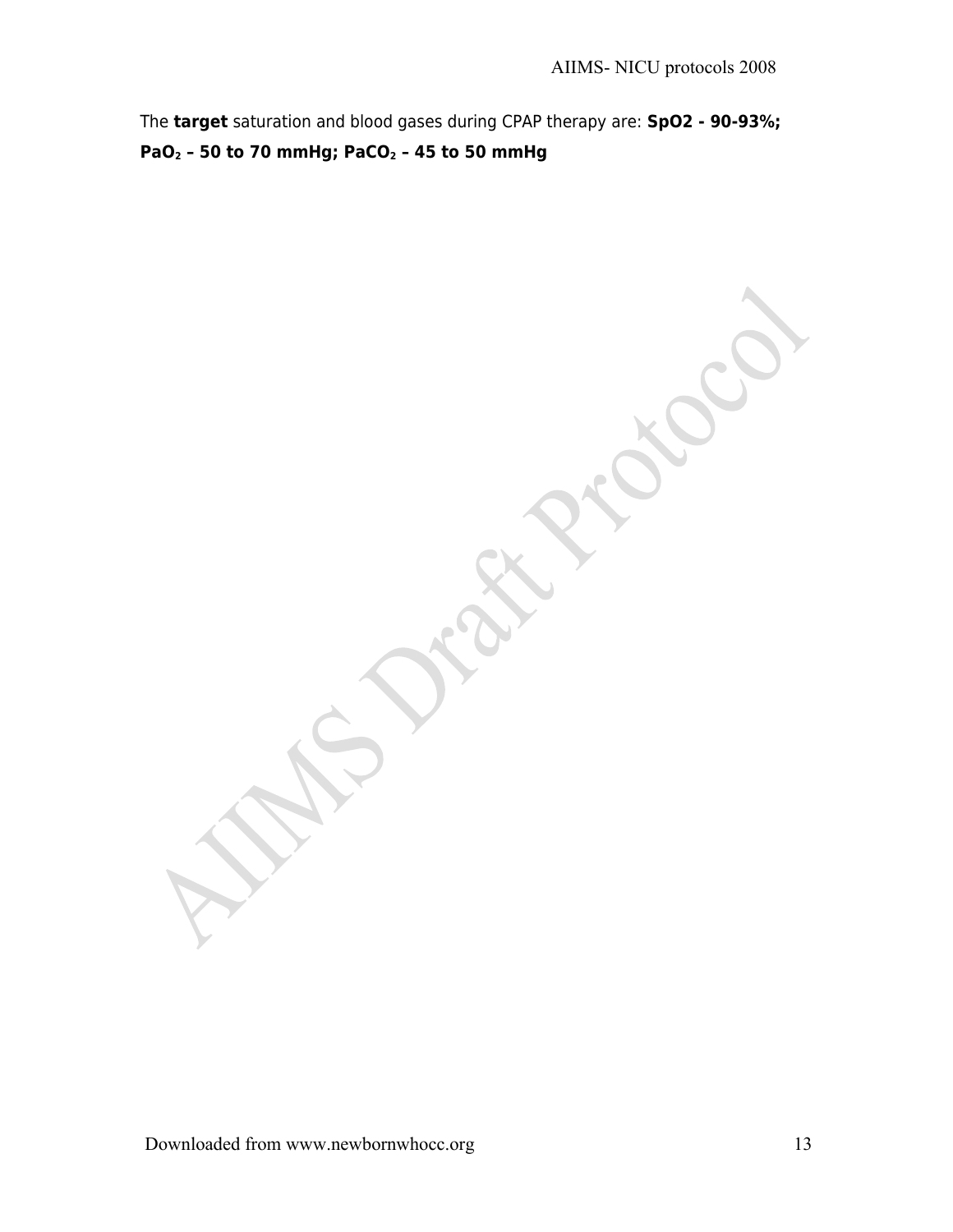The **target** saturation and blood gases during CPAP therapy are: **SpO2 - 90-93%; $PaO_2$ – 50 to 70 mmHg; $PaCO_2$ – 45 to 50 mmHg**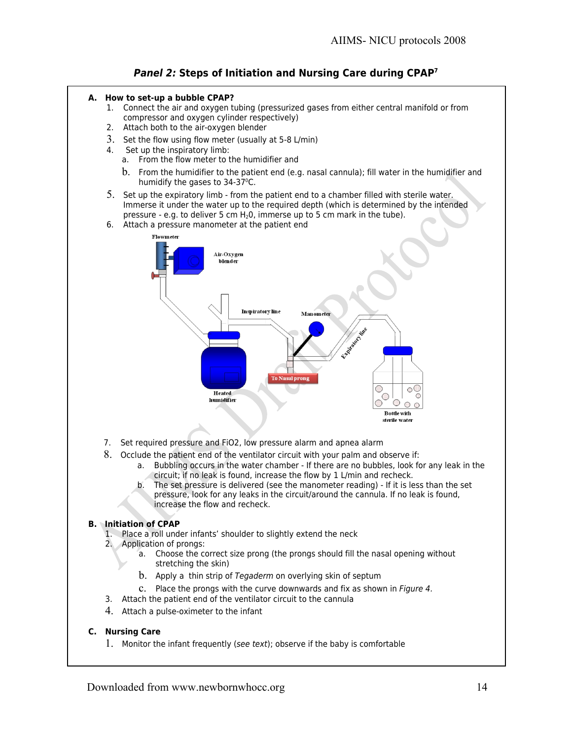## *Panel 2:* Steps of Initiation and Nursing Care during CPAP[7]

**A. How to set-up a bubble CPAP?**

1. Connect the air and oxygen tubing (pressurized gases from either central manifold or from compressor and oxygen cylinder respectively)
2. Attach both to the air-oxygen blender
3. Set the flow using flow meter (usually at 5-8 L/min)
4. Set up the inspiratory limb:
   a. From the flow meter to the humidifier and
   b. From the humidifier to the patient end (e.g. nasal cannula); fill water in the humidifier and humidify the gases to 34-37$^{0}$C.
5. Set up the expiratory limb - from the patient end to a chamber filled with sterile water. Immerse it under the water up to the required depth (which is determined by the intended pressure - e.g. to deliver 5 cm $H_2$0, immerse up to 5 cm mark in the tube).
6. Attach a pressure manometer at the patient end

Flowmeter · Air-Oxygen blender · Inspiratory line · Manometer · Expiratory line · To Nasal prong · Heated humidifier · Bottle with sterile water

7. Set required pressure and FiO2, low pressure alarm and apnea alarm
8. Occlude the patient end of the ventilator circuit with your palm and observe if:
   a. Bubbling occurs in the water chamber - If there are no bubbles, look for any leak in the circuit; if no leak is found, increase the flow by 1 L/min and recheck.
   b. The set pressure is delivered (see the manometer reading) - If it is less than the set pressure, look for any leaks in the circuit/around the cannula. If no leak is found, increase the flow and recheck.

**B. Initiation of CPAP**

1. Place a roll under infants' shoulder to slightly extend the neck
2. Application of prongs:
   a. Choose the correct size prong (the prongs should fill the nasal opening without stretching the skin)
   b. Apply a thin strip of *Tegaderm* on overlying skin of septum
   c. Place the prongs with the curve downwards and fix as shown in *Figure 4*.
3. Attach the patient end of the ventilator circuit to the cannula
4. Attach a pulse-oximeter to the infant

**C. Nursing Care**

1. Monitor the infant frequently (*see text*); observe if the baby is comfortable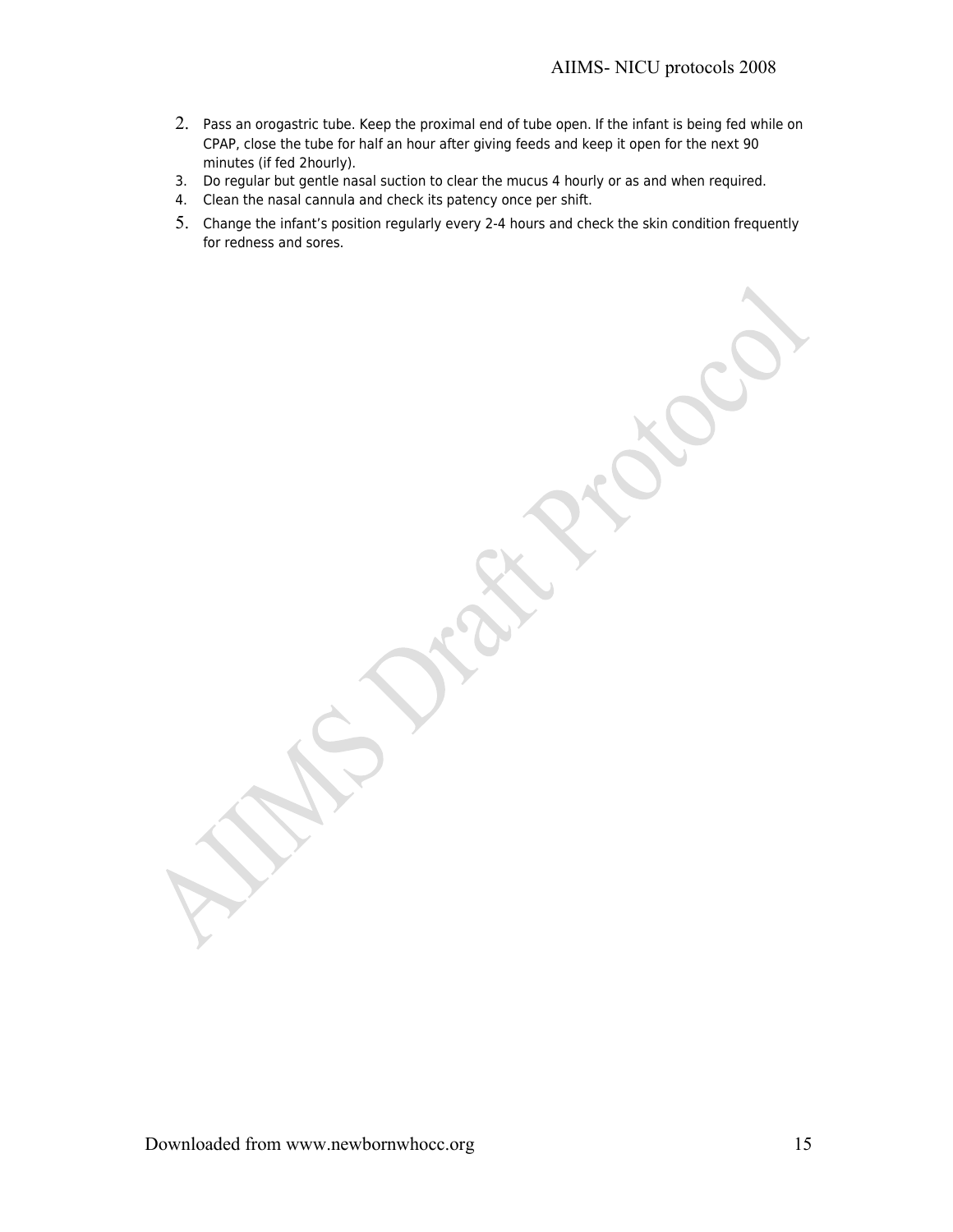2. Pass an orogastric tube. Keep the proximal end of tube open. If the infant is being fed while on CPAP, close the tube for half an hour after giving feeds and keep it open for the next 90 minutes (if fed 2hourly).
3. Do regular but gentle nasal suction to clear the mucus 4 hourly or as and when required.
4. Clean the nasal cannula and check its patency once per shift.
5. Change the infant's position regularly every 2-4 hours and check the skin condition frequently for redness and sores.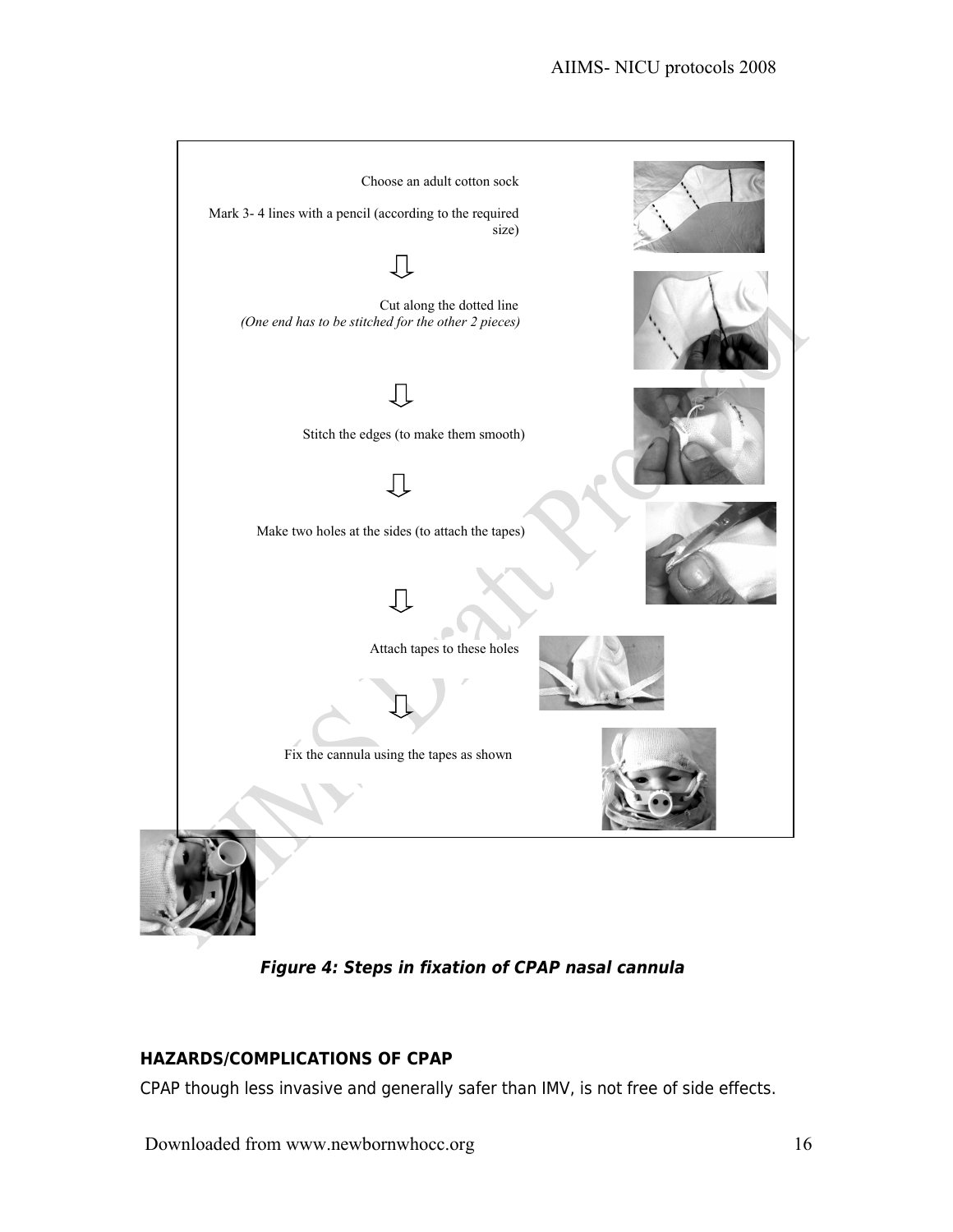Choose an adult cotton sock

Mark 3- 4 lines with a pencil (according to the required size)

⇩

Cut along the dotted line
*(One end has to be stitched for the other 2 pieces)*

⇩

Stitch the edges (to make them smooth)

⇩

Make two holes at the sides (to attach the tapes)

⇩

Attach tapes to these holes

⇩

Fix the cannula using the tapes as shown

***Figure 4: Steps in fixation of CPAP nasal cannula***

## HAZARDS/COMPLICATIONS OF CPAP

CPAP though less invasive and generally safer than IMV, is not free of side effects.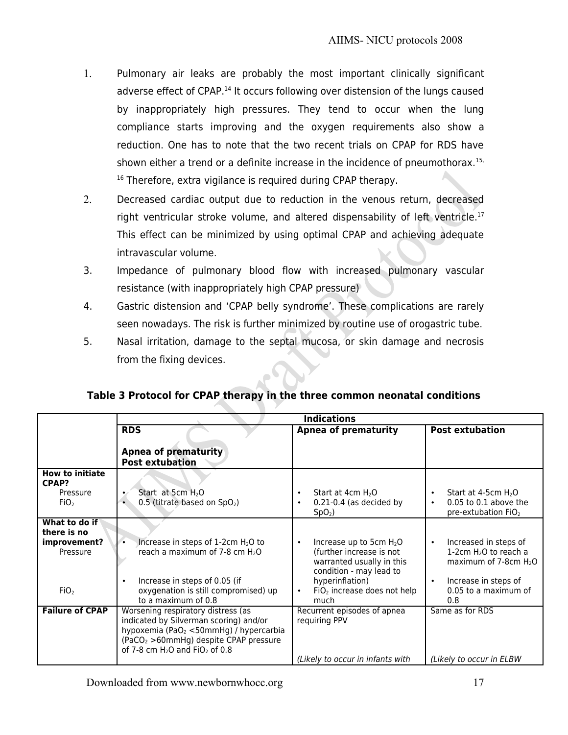1. Pulmonary air leaks are probably the most important clinically significant adverse effect of CPAP.[14] It occurs following over distension of the lungs caused by inappropriately high pressures. They tend to occur when the lung compliance starts improving and the oxygen requirements also show a reduction. One has to note that the two recent trials on CPAP for RDS have shown either a trend or a definite increase in the incidence of pneumothorax.[15, 16] Therefore, extra vigilance is required during CPAP therapy.
2. Decreased cardiac output due to reduction in the venous return, decreased right ventricular stroke volume, and altered dispensability of left ventricle.[17] This effect can be minimized by using optimal CPAP and achieving adequate intravascular volume.
3. Impedance of pulmonary blood flow with increased pulmonary vascular resistance (with inappropriately high CPAP pressure)
4. Gastric distension and 'CPAP belly syndrome'. These complications are rarely seen nowadays. The risk is further minimized by routine use of orogastric tube.
5. Nasal irritation, damage to the septal mucosa, or skin damage and necrosis from the fixing devices.

**Table 3 Protocol for CPAP therapy in the three common neonatal conditions**

| | Indications | | |
|---|---|---|---|
| | **RDS**<br><br>**Apnea of prematurity**<br>**Post extubation** | **Apnea of prematurity** | **Post extubation** |
| **How to initiate CPAP?**<br>Pressure<br>$FiO_2$ | • Start at 5cm $H_2O$<br>• 0.5 (titrate based on $SpO_2$) | • Start at 4cm $H_2O$<br>• 0.21-0.4 (as decided by $SpO_2$) | • Start at 4-5cm $H_2O$<br>• 0.05 to 0.1 above the pre-extubation $FiO_2$ |
| **What to do if there is no improvement?**<br>Pressure<br><br>$FiO_2$ | • Increase in steps of 1-2cm $H_2O$ to reach a maximum of 7-8 cm $H_2O$<br><br>• Increase in steps of 0.05 (if oxygenation is still compromised) up to a maximum of 0.8 | • Increase up to 5cm $H_2O$ (further increase is not warranted usually in this condition - may lead to hyperinflation)<br>• $FiO_2$ increase does not help much | • Increased in steps of 1-2cm $H_2O$ to reach a maximum of 7-8cm $H_2O$<br><br>• Increase in steps of 0.05 to a maximum of 0.8 |
| **Failure of CPAP** | Worsening respiratory distress (as indicated by Silverman scoring) and/or hypoxemia ($PaO_2$ <50mmHg) / hypercarbia ($PaCO_2$ >60mmHg) despite CPAP pressure of 7-8 cm $H_2O$ and $FiO_2$ of 0.8 | Recurrent episodes of apnea requiring PPV<br><br>*(Likely to occur in infants with* | Same as for RDS<br><br>*(Likely to occur in ELBW* |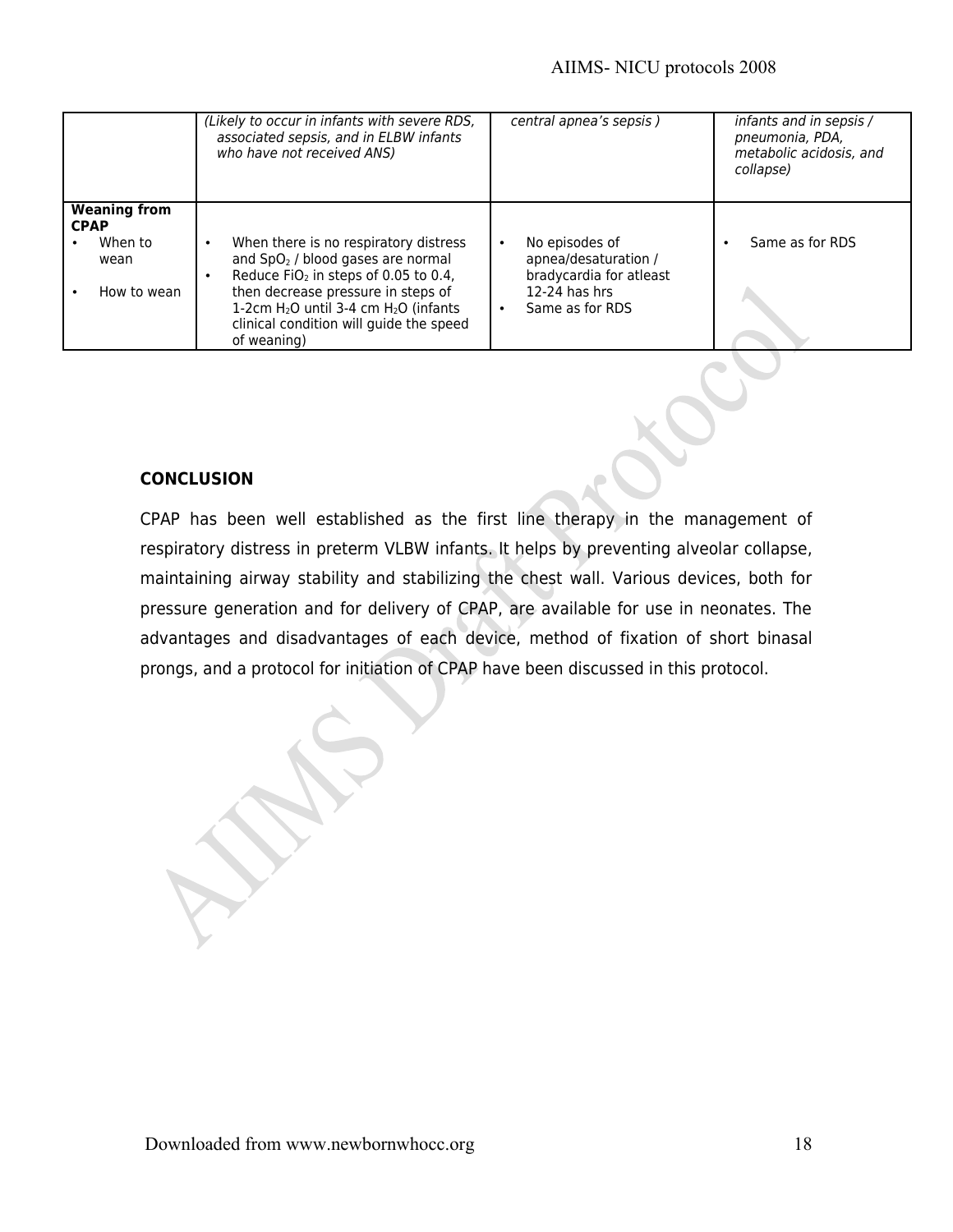| | *(Likely to occur in infants with severe RDS, associated sepsis, and in ELBW infants who have not received ANS)* | *central apnea's sepsis )* | *infants and in sepsis / pneumonia, PDA, metabolic acidosis, and collapse)* |
|---|---|---|---|
| **Weaning from CPAP**<br>• When to wean<br>• How to wean | • When there is no respiratory distress and $SpO_2$ / blood gases are normal<br>• Reduce $FiO_2$ in steps of 0.05 to 0.4, then decrease pressure in steps of 1-2cm $H_2O$ until 3-4 cm $H_2O$ (infants clinical condition will guide the speed of weaning) | • No episodes of apnea/desaturation / bradycardia for atleast 12-24 has hrs<br>• Same as for RDS | • Same as for RDS |

**CONCLUSION**

CPAP has been well established as the first line therapy in the management of respiratory distress in preterm VLBW infants. It helps by preventing alveolar collapse, maintaining airway stability and stabilizing the chest wall. Various devices, both for pressure generation and for delivery of CPAP, are available for use in neonates. The advantages and disadvantages of each device, method of fixation of short binasal prongs, and a protocol for initiation of CPAP have been discussed in this protocol.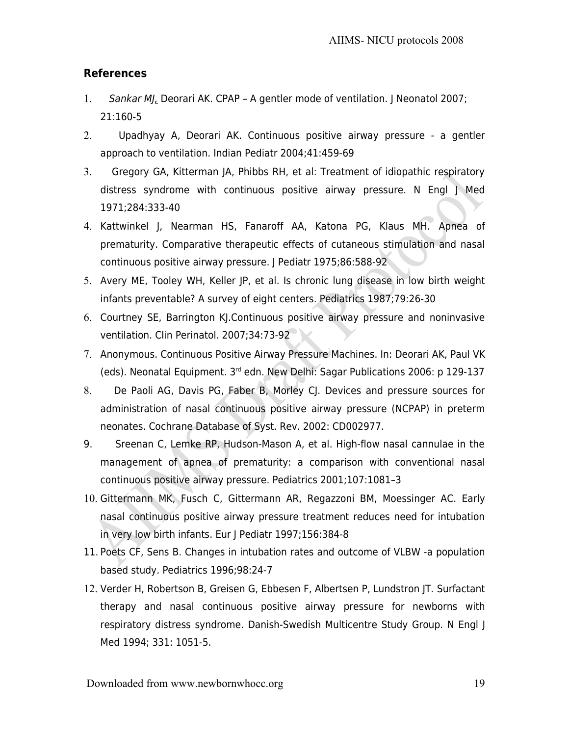## References

1. *Sankar MJ*, Deorari AK. CPAP – A gentler mode of ventilation. J Neonatol 2007; 21:160-5
2. Upadhyay A, Deorari AK. Continuous positive airway pressure - a gentler approach to ventilation. Indian Pediatr 2004;41:459-69
3. Gregory GA, Kitterman JA, Phibbs RH, et al: Treatment of idiopathic respiratory distress syndrome with continuous positive airway pressure. N Engl J Med 1971;284:333-40
4. Kattwinkel J, Nearman HS, Fanaroff AA, Katona PG, Klaus MH. Apnea of prematurity. Comparative therapeutic effects of cutaneous stimulation and nasal continuous positive airway pressure. J Pediatr 1975;86:588-92
5. Avery ME, Tooley WH, Keller JP, et al. Is chronic lung disease in low birth weight infants preventable? A survey of eight centers. Pediatrics 1987;79:26-30
6. Courtney SE, Barrington KJ.Continuous positive airway pressure and noninvasive ventilation. Clin Perinatol. 2007;34:73-92
7. Anonymous. Continuous Positive Airway Pressure Machines. In: Deorari AK, Paul VK (eds). Neonatal Equipment. 3rd edn. New Delhi: Sagar Publications 2006: p 129-137
8. De Paoli AG, Davis PG, Faber B, Morley CJ. Devices and pressure sources for administration of nasal continuous positive airway pressure (NCPAP) in preterm neonates. Cochrane Database of Syst. Rev. 2002: CD002977.
9. Sreenan C, Lemke RP, Hudson-Mason A, et al. High-flow nasal cannulae in the management of apnea of prematurity: a comparison with conventional nasal continuous positive airway pressure. Pediatrics 2001;107:1081–3
10. Gittermann MK, Fusch C, Gittermann AR, Regazzoni BM, Moessinger AC. Early nasal continuous positive airway pressure treatment reduces need for intubation in very low birth infants. Eur J Pediatr 1997;156:384-8
11. Poets CF, Sens B. Changes in intubation rates and outcome of VLBW -a population based study. Pediatrics 1996;98:24-7
12. Verder H, Robertson B, Greisen G, Ebbesen F, Albertsen P, Lundstron JT. Surfactant therapy and nasal continuous positive airway pressure for newborns with respiratory distress syndrome. Danish-Swedish Multicentre Study Group. N Engl J Med 1994; 331: 1051-5.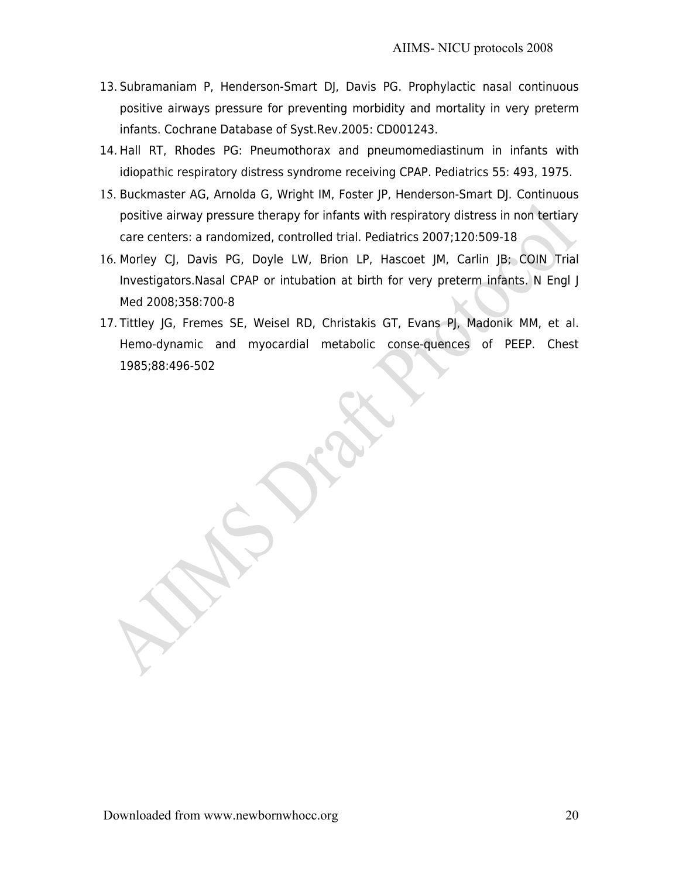13. Subramaniam P, Henderson-Smart DJ, Davis PG. Prophylactic nasal continuous positive airways pressure for preventing morbidity and mortality in very preterm infants. Cochrane Database of Syst.Rev.2005: CD001243.
14. Hall RT, Rhodes PG: Pneumothorax and pneumomediastinum in infants with idiopathic respiratory distress syndrome receiving CPAP. Pediatrics 55: 493, 1975.
15. Buckmaster AG, Arnolda G, Wright IM, Foster JP, Henderson-Smart DJ. Continuous positive airway pressure therapy for infants with respiratory distress in non tertiary care centers: a randomized, controlled trial. Pediatrics 2007;120:509-18
16. Morley CJ, Davis PG, Doyle LW, Brion LP, Hascoet JM, Carlin JB; COIN Trial Investigators.Nasal CPAP or intubation at birth for very preterm infants. N Engl J Med 2008;358:700-8
17. Tittley JG, Fremes SE, Weisel RD, Christakis GT, Evans PJ, Madonik MM, et al. Hemo-dynamic and myocardial metabolic conse-quences of PEEP. Chest 1985;88:496-502